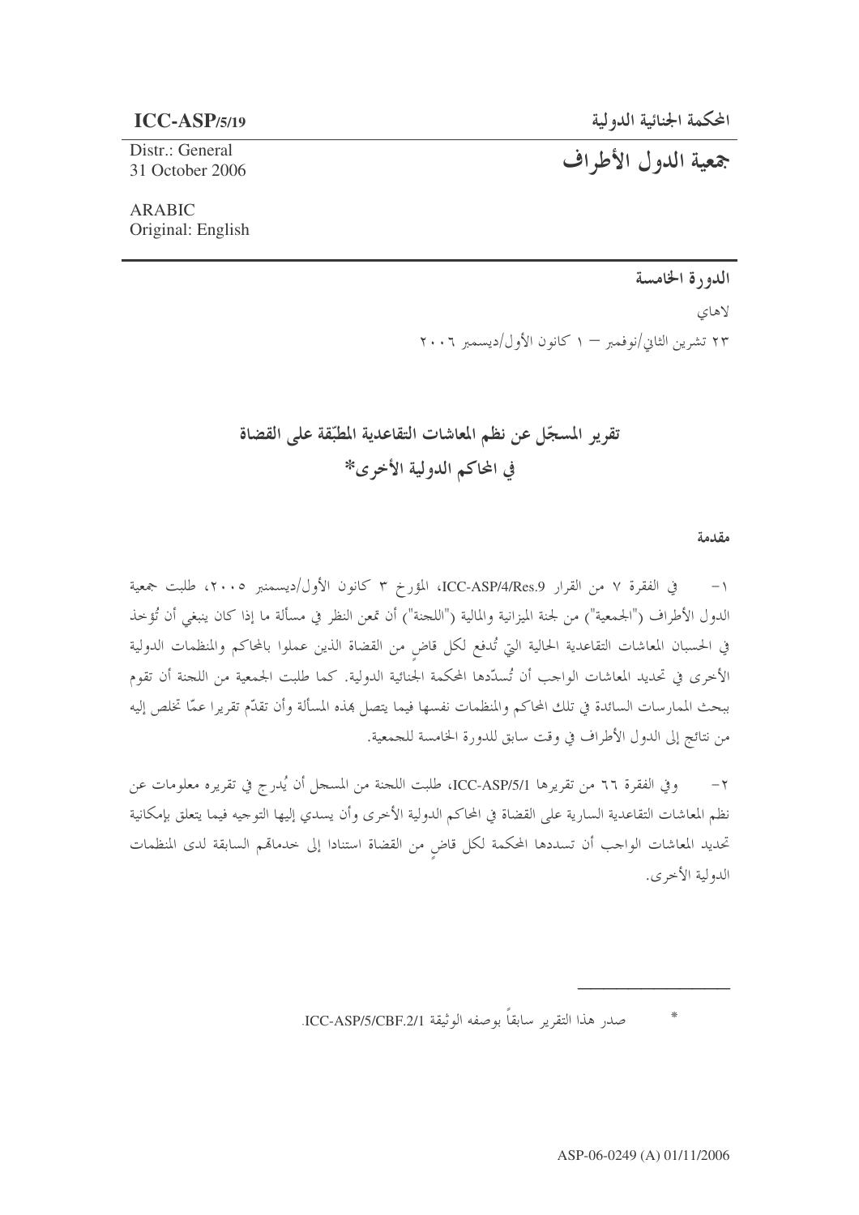**ICC-ASP/5/19**

Distr.: General
31 October 2006

ARABIC
Original: English

**المحكمة الجنائية الدولية**

# جمعية الدول الأطراف

**الدورة الخامسة**

لاهاي

٢٣ تشرين الثاني/نوفمبر – ١ كانون الأول/ديسمبر ٢٠٠٦

## تقرير المسجّل عن نظم المعاشات التقاعدية المطبّقة على القضاة في المحاكم الدولية الأخرى*

**مقدمة**

١- في الفقرة ٧ من القرار ICC-ASP/4/Res.9، المؤرخ ٣ كانون الأول/ديسمبر ٢٠٠٥، طلبت جمعية الدول الأطراف ("الجمعية") من لجنة الميزانية والمالية ("اللجنة") أن تمعن النظر في مسألة ما إذا كان ينبغي أن تُؤخذ في الحسبان المعاشات التقاعدية الحالية التي تُدفع لكل قاضٍ من القضاة الذين عملوا بالمحاكم والمنظمات الدولية الأخرى في تحديد المعاشات الواجب أن تُسدّدها المحكمة الجنائية الدولية. كما طلبت الجمعية من اللجنة أن تقوم ببحث الممارسات السائدة في تلك المحاكم والمنظمات نفسها فيما يتصل بهذه المسألة وأن تقدّم تقريرا عمّا تخلص إليه من نتائج إلى الدول الأطراف في وقت سابق للدورة الخامسة للجمعية.

٢- وفي الفقرة ٦٦ من تقريرها ICC-ASP/5/1، طلبت اللجنة من المسجل أن يُدرج في تقريره معلومات عن نظم المعاشات التقاعدية السارية على القضاة في المحاكم الدولية الأخرى وأن يسدي إليها التوجيه فيما يتعلق بإمكانية تحديد المعاشات الواجب أن تسددها المحكمة لكل قاضٍ من القضاة استنادا إلى خدماتهم السابقة لدى المنظمات الدولية الأخرى.

---

\* صدر هذا التقرير سابقاً بوصفه الوثيقة ICC-ASP/5/CBF.2/1.

ASP-06-0249 (A) 01/11/2006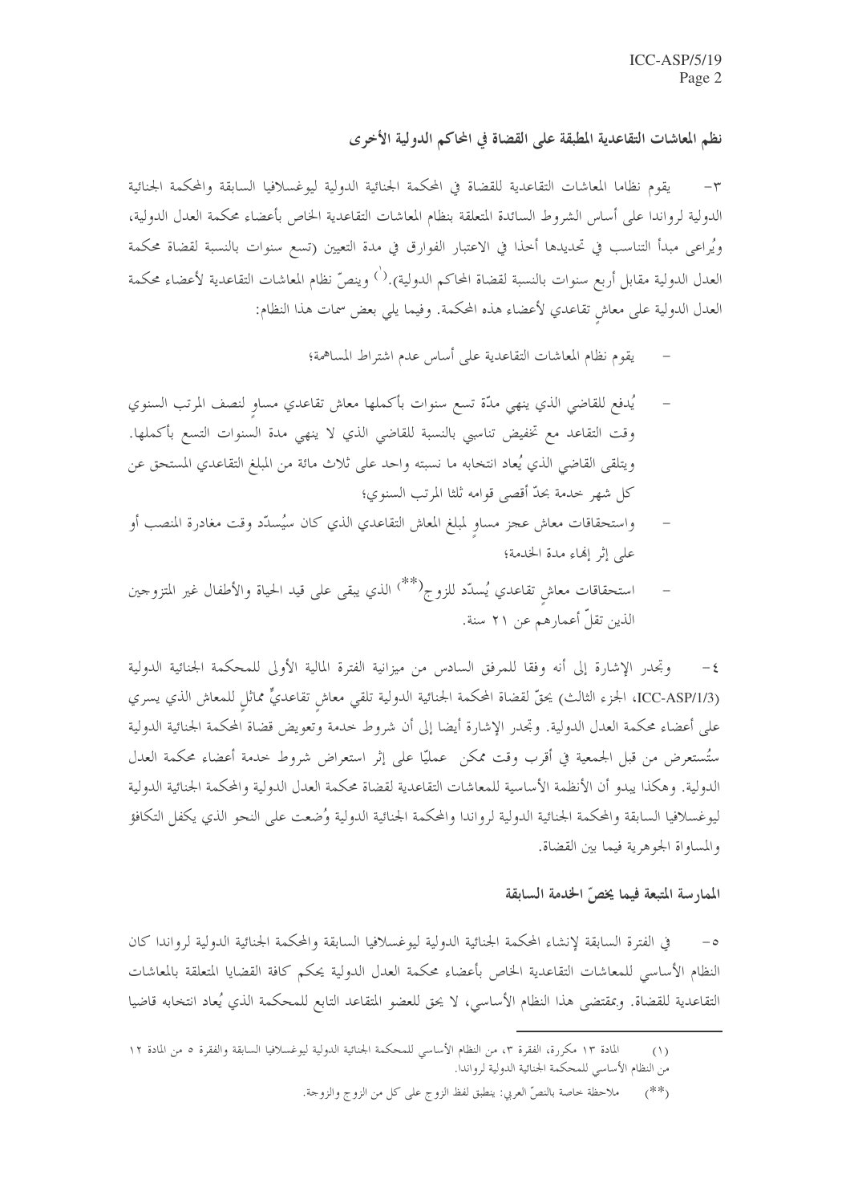## نظم المعاشات التقاعدية المطبقة على القضاة في المحاكم الدولية الأخرى

٣- يقوم نظاما المعاشات التقاعدية للقضاة في المحكمة الجنائية الدولية ليوغسلافيا السابقة والمحكمة الجنائية الدولية لرواندا على أساس الشروط السائدة المتعلقة بنظام المعاشات التقاعدية الخاص بأعضاء محكمة العدل الدولية، ويُراعى مبدأ التناسب في تحديدها أخذا في الاعتبار الفوارق في مدة التعيين (تسع سنوات بالنسبة لقضاة محكمة العدل الدولية مقابل أربع سنوات بالنسبة لقضاة المحاكم الدولية).[1] وينصّ نظام المعاشات التقاعدية لأعضاء محكمة العدل الدولية على معاشٍ تقاعدي لأعضاء هذه المحكمة. وفيما يلي بعض سمات هذا النظام:

- يقوم نظام المعاشات التقاعدية على أساس عدم اشتراط المساهمة؛
- يُدفع للقاضي الذي ينهي مدّة تسع سنوات بأكملها معاش تقاعدي مساوٍ لنصف المرتب السنوي وقت التقاعد مع تخفيض تناسبي بالنسبة للقاضي الذي لا ينهي مدة السنوات التسع بأكملها. ويتلقى القاضي الذي يُعاد انتخابه ما نسبته واحد على ثلاث مائة من المبلغ التقاعدي المستحق عن كل شهر خدمة بحدّ أقصى قوامه ثلثا المرتب السنوي؛
- واستحقاقات معاش عجز مساوٍ لمبلغ المعاش التقاعدي الذي كان سيُسدّد وقت مغادرة المنصب أو على إثر إنهاء مدة الخدمة؛
- استحقاقات معاشٍ تقاعدي يُسدّد للزوج(**) الذي يبقى على قيد الحياة والأطفال غير المتزوجين الذين تقلّ أعمارهم عن ٢١ سنة.

٤- وتجدر الإشارة إلى أنه وفقا للمرفق السادس من ميزانية الفترة المالية الأولى للمحكمة الجنائية الدولية (ICC-ASP/1/3، الجزء الثالث) يحقّ لقضاة المحكمة الجنائية الدولية تلقي معاشٍ تقاعديٍّ مماثلٍ للمعاش الذي يسري على أعضاء محكمة العدل الدولية. وتجدر الإشارة أيضا إلى أن شروط خدمة وتعويض قضاة المحكمة الجنائية الدولية ستُستعرض من قبل الجمعية في أقرب وقت ممكن عمليّا على إثر استعراض شروط خدمة أعضاء محكمة العدل الدولية. وهكذا يبدو أن الأنظمة الأساسية للمعاشات التقاعدية لقضاة محكمة العدل الدولية والمحكمة الجنائية الدولية ليوغسلافيا السابقة والمحكمة الجنائية الدولية لرواندا والمحكمة الجنائية الدولية وُضعت على النحو الذي يكفل التكافؤ والمساواة الجوهرية فيما بين القضاة.

## الممارسة المتبعة فيما يخصّ الخدمة السابقة

٥- في الفترة السابقة لإنشاء المحكمة الجنائية الدولية ليوغسلافيا السابقة والمحكمة الجنائية الدولية لرواندا كان النظام الأساسي للمعاشات التقاعدية الخاص بأعضاء محكمة العدل الدولية يحكم كافة القضايا المتعلقة بالمعاشات التقاعدية للقضاة. وبمقتضى هذا النظام الأساسي، لا يحق للعضو المتقاعد التابع للمحكمة الذي يُعاد انتخابه قاضيا

---

(١) المادة ١٣ مكررة، الفقرة ٣، من النظام الأساسي للمحكمة الجنائية الدولية ليوغسلافيا السابقة والفقرة ٥ من المادة ١٢ من النظام الأساسي للمحكمة الجنائية الدولية لرواندا.

(**) ملاحظة خاصة بالنصّ العربي: ينطبق لفظ الزوج على كل من الزوج والزوجة.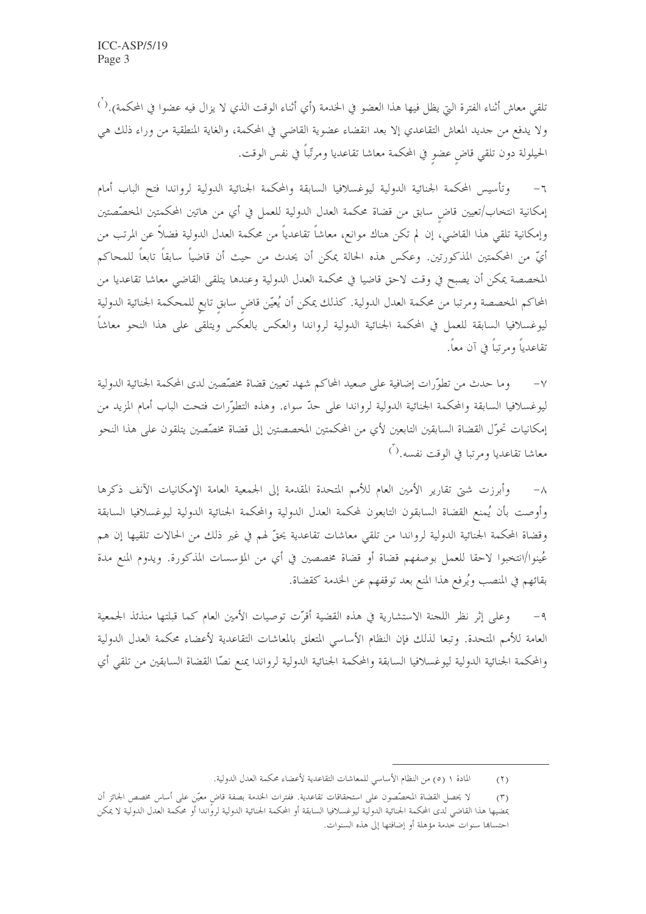تلقي معاش أثناء الفترة التي يظل فيها هذا العضو في الخدمة (أي أثناء الوقت الذي لا يزال فيه عضوا في المحكمة).[2] ولا يدفع من جديد المعاش التقاعدي إلا بعد انقضاء عضوية القاضي في المحكمة، والغاية المنطقية من وراء ذلك هي الحيلولة دون تلقي قاضٍ عضوٍ في المحكمة معاشا تقاعديا ومرتّباً في نفس الوقت.

٦- وتأسيس المحكمة الجنائية الدولية ليوغسلافيا السابقة والمحكمة الجنائية الدولية لرواندا فتح الباب أمام إمكانية انتخاب/تعيين قاضٍ سابق من قضاة محكمة العدل الدولية للعمل في أي من هاتين المحكمتين المخصّصتين وإمكانية تلقي هذا القاضي، إن لم تكن هناك موانع، معاشاً تقاعدياً من محكمة العدل الدولية فضلاً عن المرتب من أيّ من المحكمتين المذكورتين. وعكس هذه الحالة يمكن أن يحدث من حيث أن قاضياً سابقاً تابعاً للمحاكم المخصصة يمكن أن يصبح في وقت لاحق قاضيا في محكمة العدل الدولية وعندها يتلقى القاضي معاشا تقاعديا من المحاكم المخصصة ومرتبا من محكمة العدل الدولية. كذلك يمكن أن يُعيّن قاضٍ سابق تابع للمحكمة الجنائية الدولية ليوغسلافيا السابقة للعمل في المحكمة الجنائية الدولية لرواندا والعكس بالعكس ويتلقى على هذا النحو معاشاً تقاعدياً ومرتباً في آن معاً.

٧- وما حدث من تطوّرات إضافية على صعيد المحاكم شهد تعيين قضاة مخصّصين لدى المحكمة الجنائية الدولية ليوغسلافيا السابقة والمحكمة الجنائية الدولية لرواندا على حدّ سواء. وهذه التطوّرات فتحت الباب أمام المزيد من إمكانيات تحوّل القضاة السابقين التابعين لأي من المحكمتين المخصصتين إلى قضاة مخصّصين يتلقون على هذا النحو معاشا تقاعديا ومرتبا في الوقت نفسه.[3]

٨- وأبرزت شتى تقارير الأمين العام للأمم المتحدة المقدمة إلى الجمعية العامة الإمكانيات الآنف ذكرها وأوصت بأن يُمنع القضاة السابقون التابعون لمحكمة العدل الدولية والمحكمة الجنائية الدولية ليوغسلافيا السابقة وقضاة المحكمة الجنائية الدولية لرواندا من تلقي معاشات تقاعدية يحقّ لهم في غير ذلك من الحالات تلقيها إن هم عُينوا/انتخبوا لاحقا للعمل بوصفهم قضاة أو قضاة مخصصين في أي من المؤسسات المذكورة. ويدوم المنع مدة بقائهم في المنصب ويُرفع هذا المنع بعد توقفهم عن الخدمة كقضاة.

٩- وعلى إثر نظر اللجنة الاستشارية في هذه القضية أقرّت توصيات الأمين العام كما قبلتها منذئذ الجمعية العامة للأمم المتحدة. وتبعا لذلك فإن النظام الأساسي المتعلق بالمعاشات التقاعدية لأعضاء محكمة العدل الدولية والمحكمة الجنائية الدولية ليوغسلافيا السابقة والمحكمة الجنائية الدولية لرواندا يمنع نصّا القضاة السابقين من تلقي أي

---

(٢) المادة ١ (٥) من النظام الأساسي للمعاشات التقاعدية لأعضاء محكمة العدل الدولية.

(٣) لا يحصل القضاة المخصّصون على استحقاقات تقاعدية. ففترات الخدمة بصفة قاضٍ معيّن على أساس مخصص الجائز أن يمضيها هذا القاضي لدى المحكمة الجنائية الدولية ليوغسلافيا السابقة أو المحكمة الجنائية الدولية لرواندا أو محكمة العدل الدولية لا يمكن احتسابها سنوات خدمة مؤهلة أو إضافتها إلى هذه السنوات.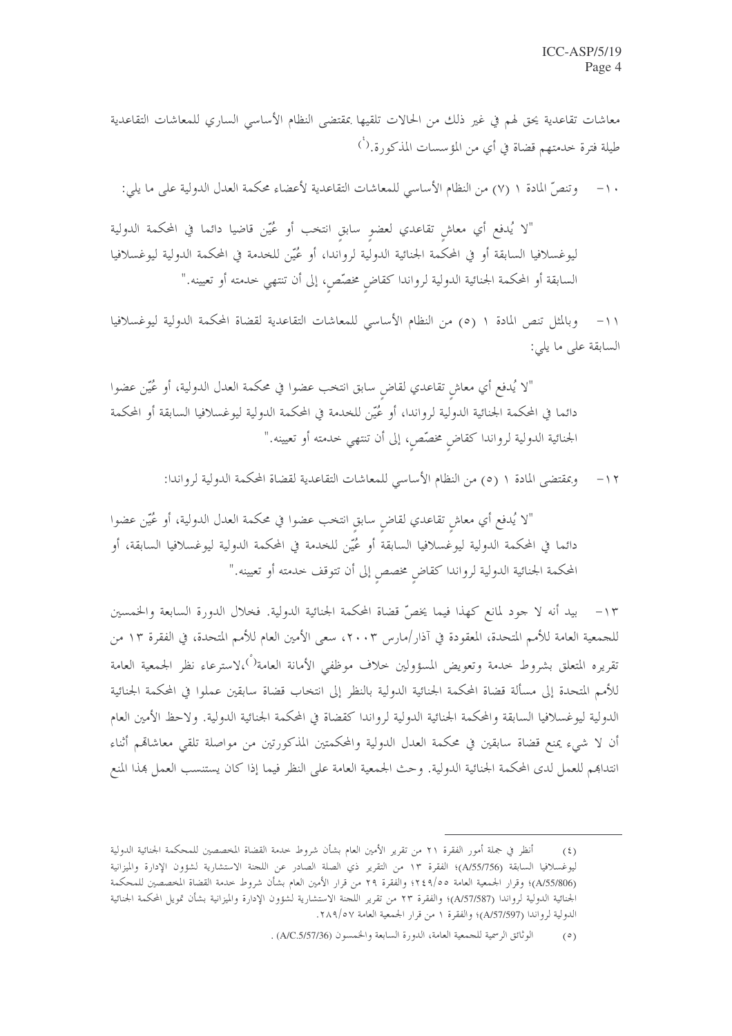معاشات تقاعدية يحق لهم في غير ذلك من الحالات تلقيها بمقتضى النظام الأساسي الساري للمعاشات التقاعدية طيلة فترة خدمتهم قضاة في أي من المؤسسات المذكورة.[4]

١٠- وتنصّ المادة ١ (٧) من النظام الأساسي للمعاشات التقاعدية لأعضاء محكمة العدل الدولية على ما يلي:

"لا يُدفع أي معاشٍ تقاعدي لعضوٍ سابقٍ انتخب أو عُيّن قاضيا دائما في المحكمة الدولية ليوغسلافيا السابقة أو في المحكمة الجنائية الدولية لرواندا، أو عُيّن للخدمة في المحكمة الدولية ليوغسلافيا السابقة أو المحكمة الجنائية الدولية لرواندا كقاضٍ مخصّصٍ، إلى أن تنتهي خدمته أو تعيينه."

١١- وبالمثل تنص المادة ١ (٥) من النظام الأساسي للمعاشات التقاعدية لقضاة المحكمة الدولية ليوغسلافيا السابقة على ما يلي:

"لا يُدفع أي معاشٍ تقاعدي لقاضٍ سابقٍ انتخب عضوا في محكمة العدل الدولية، أو عُيّن عضوا دائما في المحكمة الجنائية الدولية لرواندا، أو عُيّن للخدمة في المحكمة الدولية ليوغسلافيا السابقة أو المحكمة الجنائية الدولية لرواندا كقاضٍ مخصّصٍ، إلى أن تنتهي خدمته أو تعيينه."

١٢- وبمقتضى المادة ١ (٥) من النظام الأساسي للمعاشات التقاعدية لقضاة المحكمة الدولية لرواندا:

"لا يُدفع أي معاشٍ تقاعدي لقاضٍ سابقٍ انتخب عضوا في محكمة العدل الدولية، أو عُيّن عضوا دائما في المحكمة الدولية ليوغسلافيا السابقة أو عُيّن للخدمة في المحكمة الدولية ليوغسلافيا السابقة، أو المحكمة الجنائية الدولية لرواندا كقاضٍ مخصصٍ إلى أن تتوقف خدمته أو تعيينه."

١٣- بيد أنه لا وجود لمانع كهذا فيما يخصّ قضاة المحكمة الجنائية الدولية. فخلال الدورة السابعة والخمسين للجمعية العامة للأمم المتحدة، المعقودة في آذار/مارس ٢٠٠٣، سعى الأمين العام للأمم المتحدة، في الفقرة ١٣ من تقريره المتعلق بشروط خدمة وتعويض المسؤولين خلاف موظفي الأمانة العامة[5]،لاسترعاء نظر الجمعية العامة للأمم المتحدة إلى مسألة قضاة المحكمة الجنائية الدولية بالنظر إلى انتخاب قضاة سابقين عملوا في المحكمة الجنائية الدولية ليوغسلافيا السابقة والمحكمة الجنائية الدولية لرواندا كقضاة في المحكمة الجنائية الدولية. ولاحظ الأمين العام أن لا شيء يمنع قضاة سابقين في محكمة العدل الدولية والمحكمتين المذكورتين من مواصلة تلقي معاشاتهم أثناء انتدابهم للعمل لدى المحكمة الجنائية الدولية. وحث الجمعية العامة على النظر فيما إذا كان يستنسب العمل بهذا المنع

---

(٤) أنظر في جملة أمور الفقرة ٢١ من تقرير الأمين العام بشأن شروط خدمة القضاة المخصصين للمحكمة الجنائية الدولية ليوغسلافيا السابقة (A/55/756)؛ الفقرة ١٣ من التقرير ذي الصلة الصادر عن اللجنة الاستشارية لشؤون الإدارة والميزانية (A/55/806)؛ وقرار الجمعية العامة ٢٤٩/٥٥؛ والفقرة ٢٩ من قرار الأمين العام بشأن شروط خدمة القضاة المخصصين للمحكمة الجنائية الدولية لرواندا (A/57/587)؛ والفقرة ٢٣ من تقرير اللجنة الاستشارية لشؤون الإدارة والميزانية بشأن تمويل المحكمة الجنائية الدولية لرواندا (A/57/597)؛ والفقرة ١ من قرار الجمعية العامة ٢٨٩/٥٧.

(٥) الوثائق الرسمية للجمعية العامة، الدورة السابعة والخمسون (A/C.5/57/36).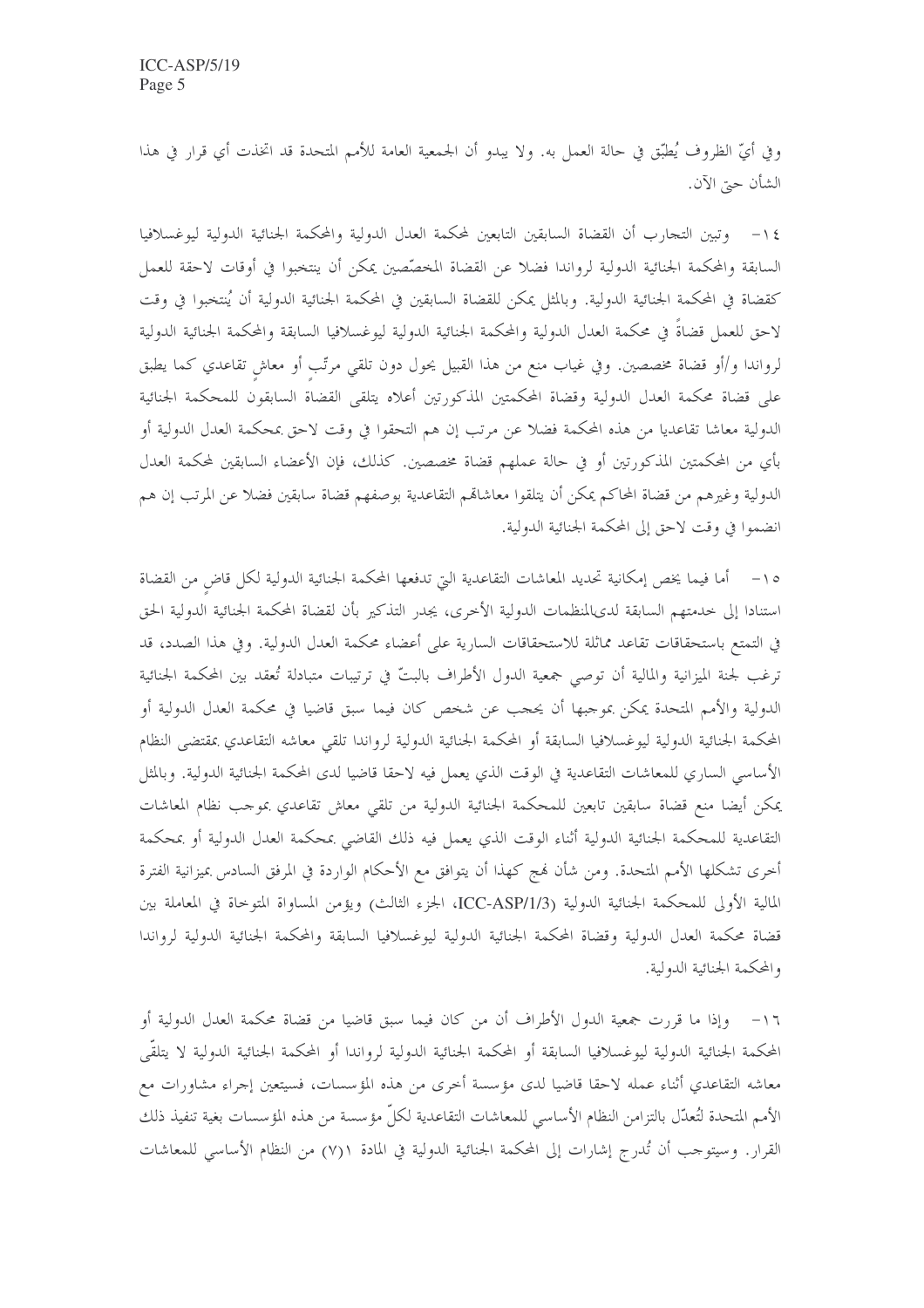وفي أيّ الظروف يُطبّق في حالة العمل به. ولا يبدو أن الجمعية العامة للأمم المتحدة قد اتخذت أي قرار في هذا الشأن حتى الآن.

١٤- وتبين التجارب أن القضاة السابقين التابعين لمحكمة العدل الدولية والمحكمة الجنائية الدولية ليوغسلافيا السابقة والمحكمة الجنائية الدولية لرواندا فضلا عن القضاة المخصّصين يمكن أن ينتخبوا في أوقات لاحقة للعمل كقضاة في المحكمة الجنائية الدولية. وبالمثل يمكن للقضاة السابقين في المحكمة الجنائية الدولية أن يُنتخبوا في وقت لاحق للعمل قضاةً في محكمة العدل الدولية والمحكمة الجنائية الدولية ليوغسلافيا السابقة والمحكمة الجنائية الدولية لرواندا و/أو قضاة مخصصين. وفي غياب منع من هذا القبيل يحول دون تلقي مرتّبٍ أو معاشٍ تقاعدي كما يطبق على قضاة محكمة العدل الدولية وقضاة المحكمتين المذكورتين أعلاه يتلقى القضاة السابقون للمحكمة الجنائية الدولية معاشا تقاعديا من هذه المحكمة فضلا عن مرتب إن هم التحقوا في وقت لاحق بمحكمة العدل الدولية أو بأي من المحكمتين المذكورتين أو في حالة عملهم قضاة مخصصين. كذلك، فإن الأعضاء السابقين لمحكمة العدل الدولية وغيرهم من قضاة المحاكم يمكن أن يتلقوا معاشاتهم التقاعدية بوصفهم قضاة سابقين فضلا عن المرتب إن هم انضموا في وقت لاحق إلى المحكمة الجنائية الدولية.

١٥- أما فيما يخص إمكانية تحديد المعاشات التقاعدية التي تدفعها المحكمة الجنائية الدولية لكل قاضٍ من القضاة استنادا إلى خدمتهم السابقة لدى المنظمات الدولية الأخرى، يجدر التذكير بأن لقضاة المحكمة الجنائية الدولية الحق في التمتع باستحقاقات تقاعد مماثلة للاستحقاقات السارية على أعضاء محكمة العدل الدولية. وفي هذا الصدد، قد ترغب لجنة الميزانية والمالية أن توصي جمعية الدول الأطراف بالبتّ في ترتيبات متبادلة تُعقد بين المحكمة الجنائية الدولية والأمم المتحدة يمكن بموجبها أن يحجب عن شخص كان فيما سبق قاضيا في محكمة العدل الدولية أو المحكمة الجنائية الدولية ليوغسلافيا السابقة أو المحكمة الجنائية الدولية لرواندا تلقي معاشه التقاعدي بمقتضى النظام الأساسي الساري للمعاشات التقاعدية في الوقت الذي يعمل فيه لاحقا قاضيا لدى المحكمة الجنائية الدولية. وبالمثل يمكن أيضا منع قضاة سابقين تابعين للمحكمة الجنائية الدولية من تلقي معاش تقاعدي بموجب نظام المعاشات التقاعدية للمحكمة الجنائية الدولية أثناء الوقت الذي يعمل فيه ذلك القاضي بمحكمة العدل الدولية أو بمحكمة أخرى تشكلها الأمم المتحدة. ومن شأن نهج كهذا أن يتوافق مع الأحكام الواردة في المرفق السادس بميزانية الفترة المالية الأولى للمحكمة الجنائية الدولية (ICC-ASP/1/3، الجزء الثالث) ويؤمن المساواة المتوخاة في المعاملة بين قضاة محكمة العدل الدولية وقضاة المحكمة الجنائية الدولية ليوغسلافيا السابقة والمحكمة الجنائية الدولية لرواندا والمحكمة الجنائية الدولية.

١٦- وإذا ما قررت جمعية الدول الأطراف أن من كان فيما سبق قاضيا من قضاة محكمة العدل الدولية أو المحكمة الجنائية الدولية ليوغسلافيا السابقة أو المحكمة الجنائية الدولية لرواندا أو المحكمة الجنائية الدولية لا يتلقّى معاشه التقاعدي أثناء عمله لاحقا قاضيا لدى مؤسسة أخرى من هذه المؤسسات، فسيتعين إجراء مشاورات مع الأمم المتحدة لتُعدّل بالتزامن النظام الأساسي للمعاشات التقاعدية لكلّ مؤسسة من هذه المؤسسات بغية تنفيذ ذلك القرار. وسيتوجب أن تُدرج إشارات إلى المحكمة الجنائية الدولية في المادة ١(٧) من النظام الأساسي للمعاشات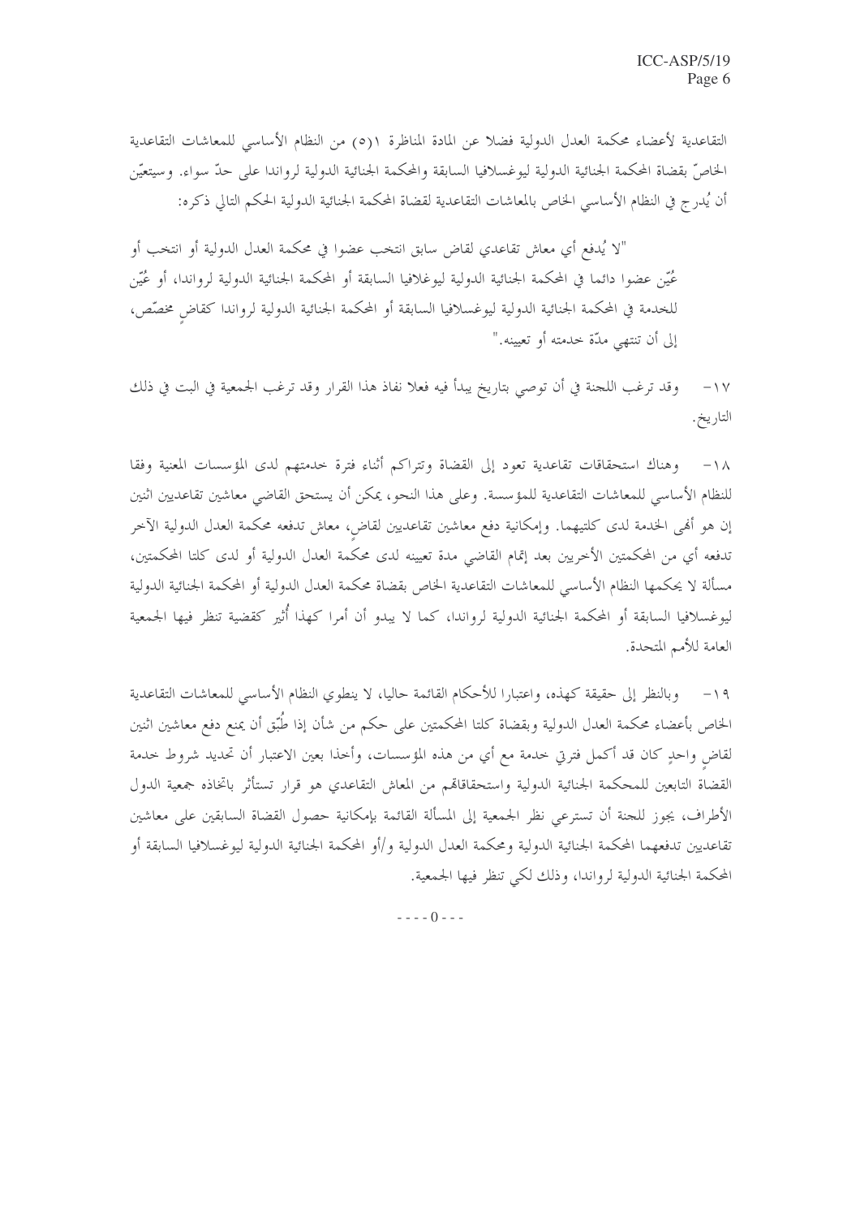التقاعدية لأعضاء محكمة العدل الدولية فضلا عن المادة المناظرة ١(٥) من النظام الأساسي للمعاشات التقاعدية الخاصّ بقضاة المحكمة الجنائية الدولية ليوغسلافيا السابقة والمحكمة الجنائية الدولية لرواندا على حدّ سواء. وسيتعيّن أن يُدرج في النظام الأساسي الخاص بالمعاشات التقاعدية لقضاة المحكمة الجنائية الدولية الحكم التالي ذكره:

"لا يُدفع أي معاش تقاعدي لقاض سابق انتخب عضوا في محكمة العدل الدولية أو انتخب أو عُيّن عضوا دائما في المحكمة الجنائية الدولية ليوغلافيا السابقة أو المحكمة الجنائية الدولية لرواندا، أو عُيّن للخدمة في المحكمة الجنائية الدولية ليوغسلافيا السابقة أو المحكمة الجنائية الدولية لرواندا كقاضٍ مخصّص، إلى أن تنتهي مدّة خدمته أو تعيينه."

١٧- وقد ترغب اللجنة في أن توصي بتاريخ يبدأ فيه فعلا نفاذ هذا القرار وقد ترغب الجمعية في البت في ذلك التاريخ.

١٨- وهناك استحقاقات تقاعدية تعود إلى القضاة وتتراكم أثناء فترة خدمتهم لدى المؤسسات المعنية وفقا للنظام الأساسي للمعاشات التقاعدية للمؤسسة. وعلى هذا النحو، يمكن أن يستحق القاضي معاشين تقاعديين اثنين إن هو أنهى الخدمة لدى كلتيهما. وإمكانية دفع معاشين تقاعديين لقاضٍ، معاش تدفعه محكمة العدل الدولية الآخر تدفعه أي من المحكمتين الأخريين بعد إتمام القاضي مدة تعيينه لدى محكمة العدل الدولية أو لدى كلتا المحكمتين، مسألة لا يحكمها النظام الأساسي للمعاشات التقاعدية الخاص بقضاة محكمة العدل الدولية أو المحكمة الجنائية الدولية ليوغسلافيا السابقة أو المحكمة الجنائية الدولية لرواندا، كما لا يبدو أن أمرا كهذا أُثير كقضية تنظر فيها الجمعية العامة للأمم المتحدة.

١٩- وبالنظر إلى حقيقة كهذه، واعتبارا للأحكام القائمة حاليا، لا ينطوي النظام الأساسي للمعاشات التقاعدية الخاص بأعضاء محكمة العدل الدولية وبقضاة كلتا المحكمتين على حكم من شأن إذا طُبّق أن يمنع دفع معاشين اثنين لقاضٍ واحدٍ كان قد أكمل فترتي خدمة مع أي من هذه المؤسسات، وأخذا بعين الاعتبار أن تحديد شروط خدمة القضاة التابعين للمحكمة الجنائية الدولية واستحقاقاتهم من المعاش التقاعدي هو قرار تستأثر باتخاذه جمعية الدول الأطراف، يجوز للجنة أن تسترعي نظر الجمعية إلى المسألة القائمة بإمكانية حصول القضاة السابقين على معاشين تقاعديين تدفعهما المحكمة الجنائية الدولية ومحكمة العدل الدولية و/أو المحكمة الجنائية الدولية ليوغسلافيا السابقة أو المحكمة الجنائية الدولية لرواندا، وذلك لكي تنظر فيها الجمعية.

- - - - 0 - - -